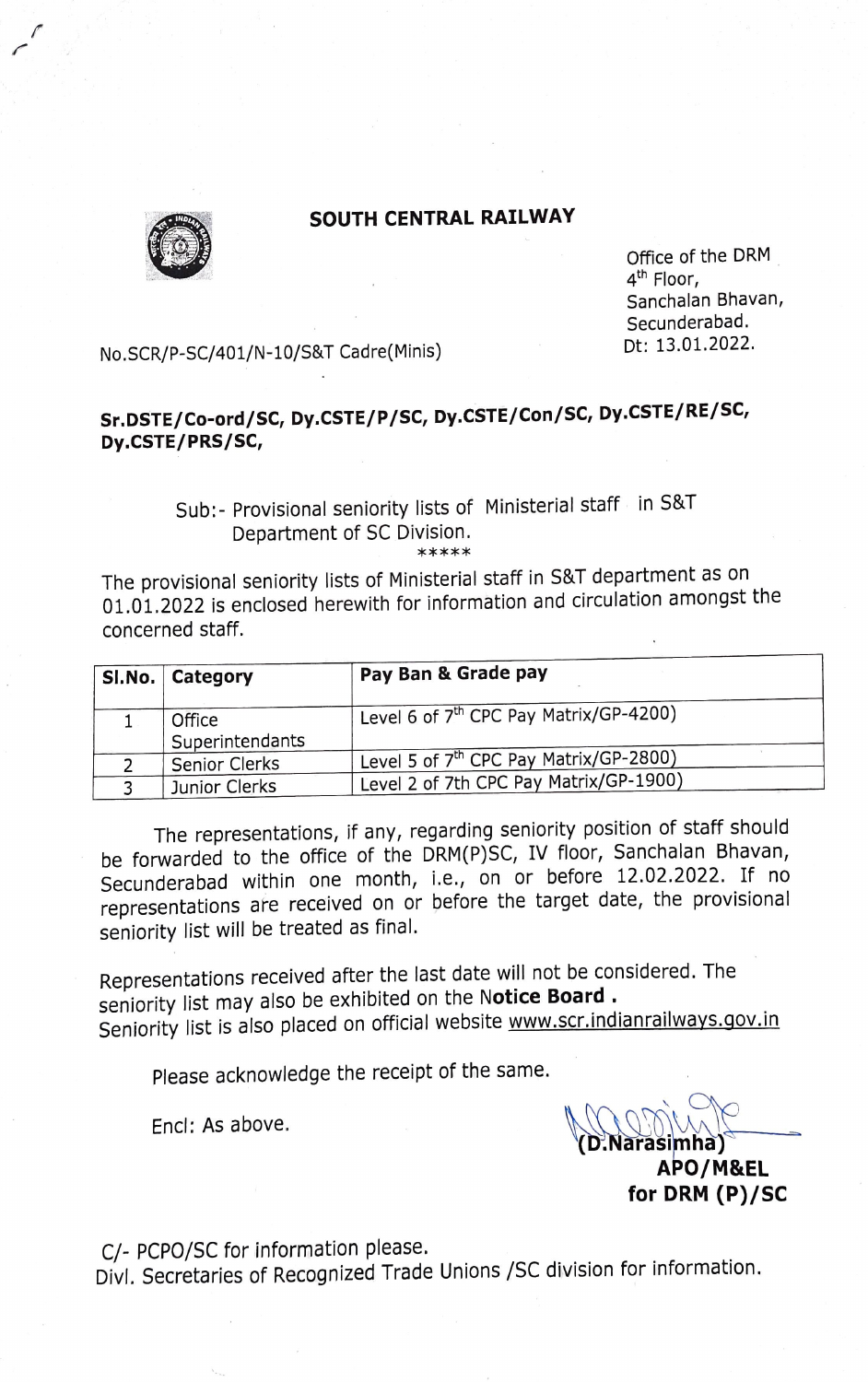## SOUTH CENTRAL RAILWAY

Office of the DRM
4th Floor,
Sanchalan Bhavan,
Secunderabad.
Dt: 13.01.2022.

No.SCR/P-SC/401/N-10/S&T Cadre(Minis)

**Sr.DSTE/Co-ord/SC, Dy.CSTE/P/SC, Dy.CSTE/Con/SC, Dy.CSTE/RE/SC, Dy.CSTE/PRS/SC,**

Sub:- Provisional seniority lists of Ministerial staff in S&T Department of SC Division.

*****

The provisional seniority lists of Ministerial staff in S&T department as on 01.01.2022 is enclosed herewith for information and circulation amongst the concerned staff.

| Sl.No. | Category | Pay Ban & Grade pay |
|---|---|---|
| 1 | Office Superintendants | Level 6 of 7th CPC Pay Matrix/GP-4200) |
| 2 | Senior Clerks | Level 5 of 7th CPC Pay Matrix/GP-2800) |
| 3 | Junior Clerks | Level 2 of 7th CPC Pay Matrix/GP-1900) |

The representations, if any, regarding seniority position of staff should be forwarded to the office of the DRM(P)SC, IV floor, Sanchalan Bhavan, Secunderabad within one month, i.e., on or before 12.02.2022. If no representations are received on or before the target date, the provisional seniority list will be treated as final.

Representations received after the last date will not be considered. The seniority list may also be exhibited on the Notice **Board .**
Seniority list is also placed on official website www.scr.indianrailways.gov.in

Please acknowledge the receipt of the same.

Encl: As above.

(D.Narasimha)
**APO/M&EL**
**for DRM (P)/SC**

C/- PCPO/SC for information please.
Divl. Secretaries of Recognized Trade Unions /SC division for information.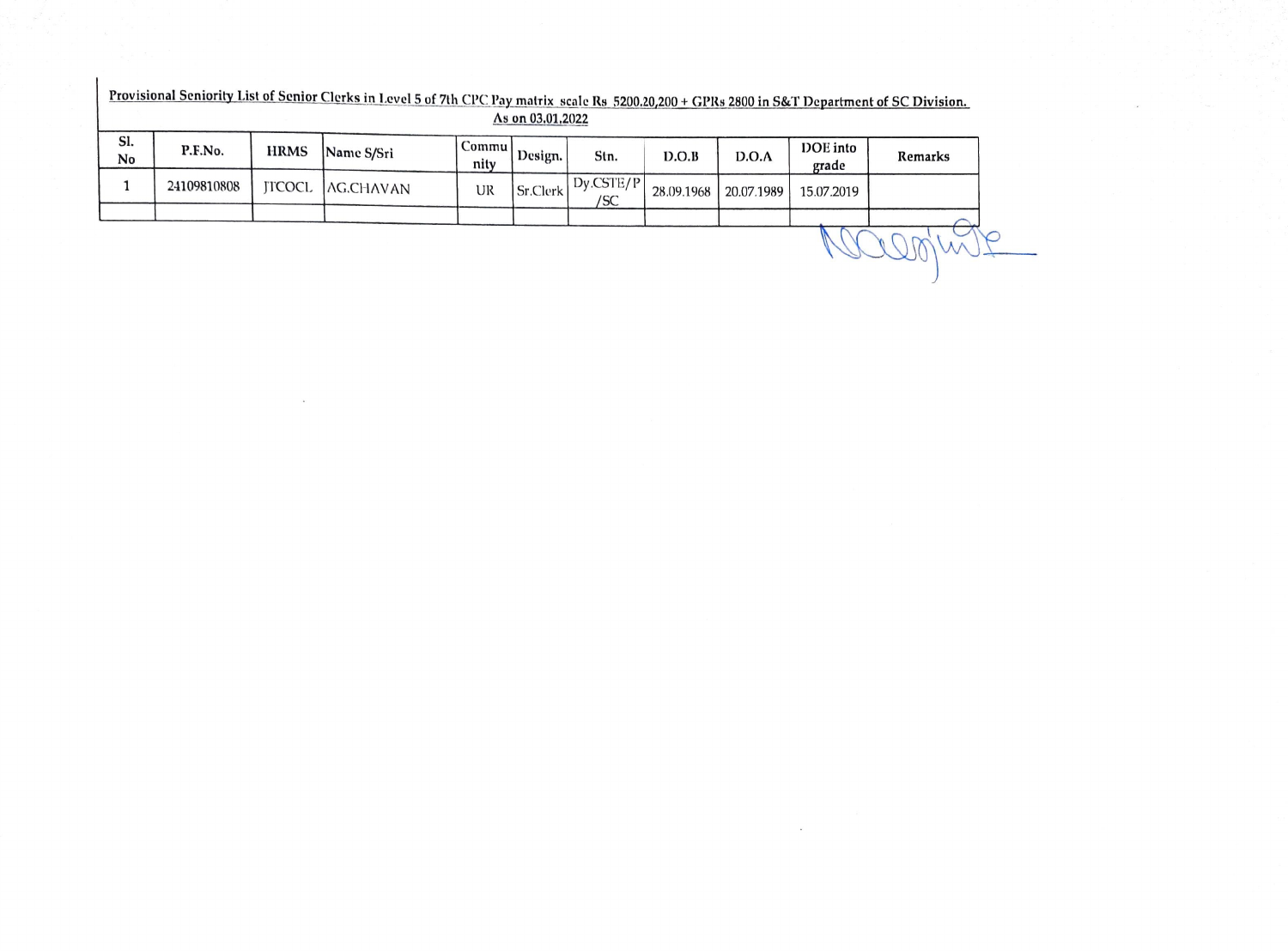**Provisional Seniority List of Senior Clerks in Level 5 of 7th CPC Pay matrix scale Rs 5200.20,200 + GPRs 2800 in S&T Department of SC Division.**

**As on 03.01.2022**

| Sl. No | P.F.No. | HRMS | Name S/Sri | Community | Design. | Stn. | D.O.B | D.O.A | DOE into grade | Remarks |
|---|---|---|---|---|---|---|---|---|---|---|
| 1 | 24109810808 | JTCOCL | AG.CHAVAN | UR | Sr.Clerk | Dy.CSTE/P/SC | 28.09.1968 | 20.07.1989 | 15.07.2019 | |
| | | | | | | | | | | |